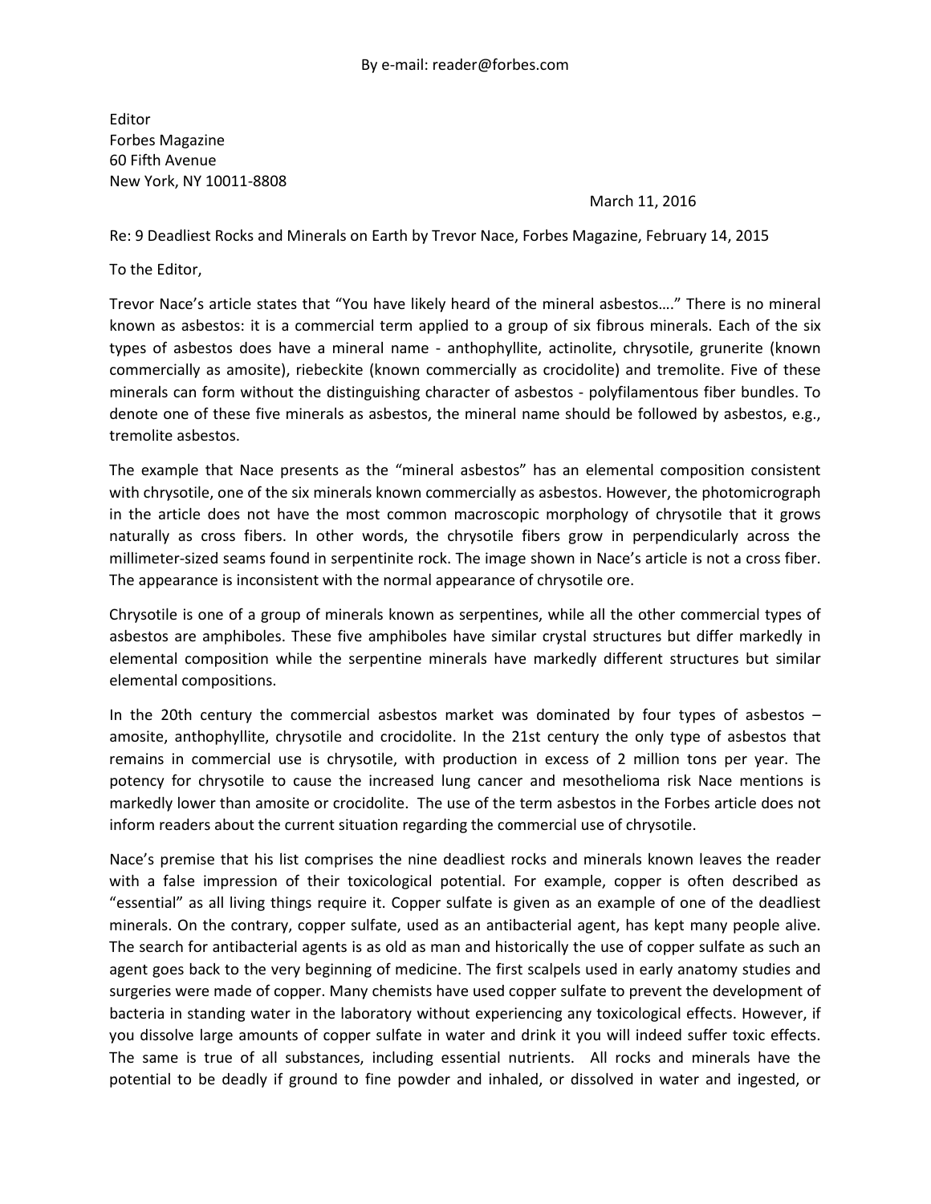By e-mail: reader@forbes.com

Editor
Forbes Magazine
60 Fifth Avenue
New York, NY 10011-8808

March 11, 2016

Re: 9 Deadliest Rocks and Minerals on Earth by Trevor Nace, Forbes Magazine, February 14, 2015

To the Editor,

Trevor Nace's article states that "You have likely heard of the mineral asbestos…." There is no mineral known as asbestos: it is a commercial term applied to a group of six fibrous minerals. Each of the six types of asbestos does have a mineral name - anthophyllite, actinolite, chrysotile, grunerite (known commercially as amosite), riebeckite (known commercially as crocidolite) and tremolite. Five of these minerals can form without the distinguishing character of asbestos - polyfilamentous fiber bundles. To denote one of these five minerals as asbestos, the mineral name should be followed by asbestos, e.g., tremolite asbestos.

The example that Nace presents as the "mineral asbestos" has an elemental composition consistent with chrysotile, one of the six minerals known commercially as asbestos. However, the photomicrograph in the article does not have the most common macroscopic morphology of chrysotile that it grows naturally as cross fibers. In other words, the chrysotile fibers grow in perpendicularly across the millimeter-sized seams found in serpentinite rock. The image shown in Nace's article is not a cross fiber. The appearance is inconsistent with the normal appearance of chrysotile ore.

Chrysotile is one of a group of minerals known as serpentines, while all the other commercial types of asbestos are amphiboles. These five amphiboles have similar crystal structures but differ markedly in elemental composition while the serpentine minerals have markedly different structures but similar elemental compositions.

In the 20th century the commercial asbestos market was dominated by four types of asbestos – amosite, anthophyllite, chrysotile and crocidolite. In the 21st century the only type of asbestos that remains in commercial use is chrysotile, with production in excess of 2 million tons per year. The potency for chrysotile to cause the increased lung cancer and mesothelioma risk Nace mentions is markedly lower than amosite or crocidolite. The use of the term asbestos in the Forbes article does not inform readers about the current situation regarding the commercial use of chrysotile.

Nace's premise that his list comprises the nine deadliest rocks and minerals known leaves the reader with a false impression of their toxicological potential. For example, copper is often described as "essential" as all living things require it. Copper sulfate is given as an example of one of the deadliest minerals. On the contrary, copper sulfate, used as an antibacterial agent, has kept many people alive. The search for antibacterial agents is as old as man and historically the use of copper sulfate as such an agent goes back to the very beginning of medicine. The first scalpels used in early anatomy studies and surgeries were made of copper. Many chemists have used copper sulfate to prevent the development of bacteria in standing water in the laboratory without experiencing any toxicological effects. However, if you dissolve large amounts of copper sulfate in water and drink it you will indeed suffer toxic effects. The same is true of all substances, including essential nutrients. All rocks and minerals have the potential to be deadly if ground to fine powder and inhaled, or dissolved in water and ingested, or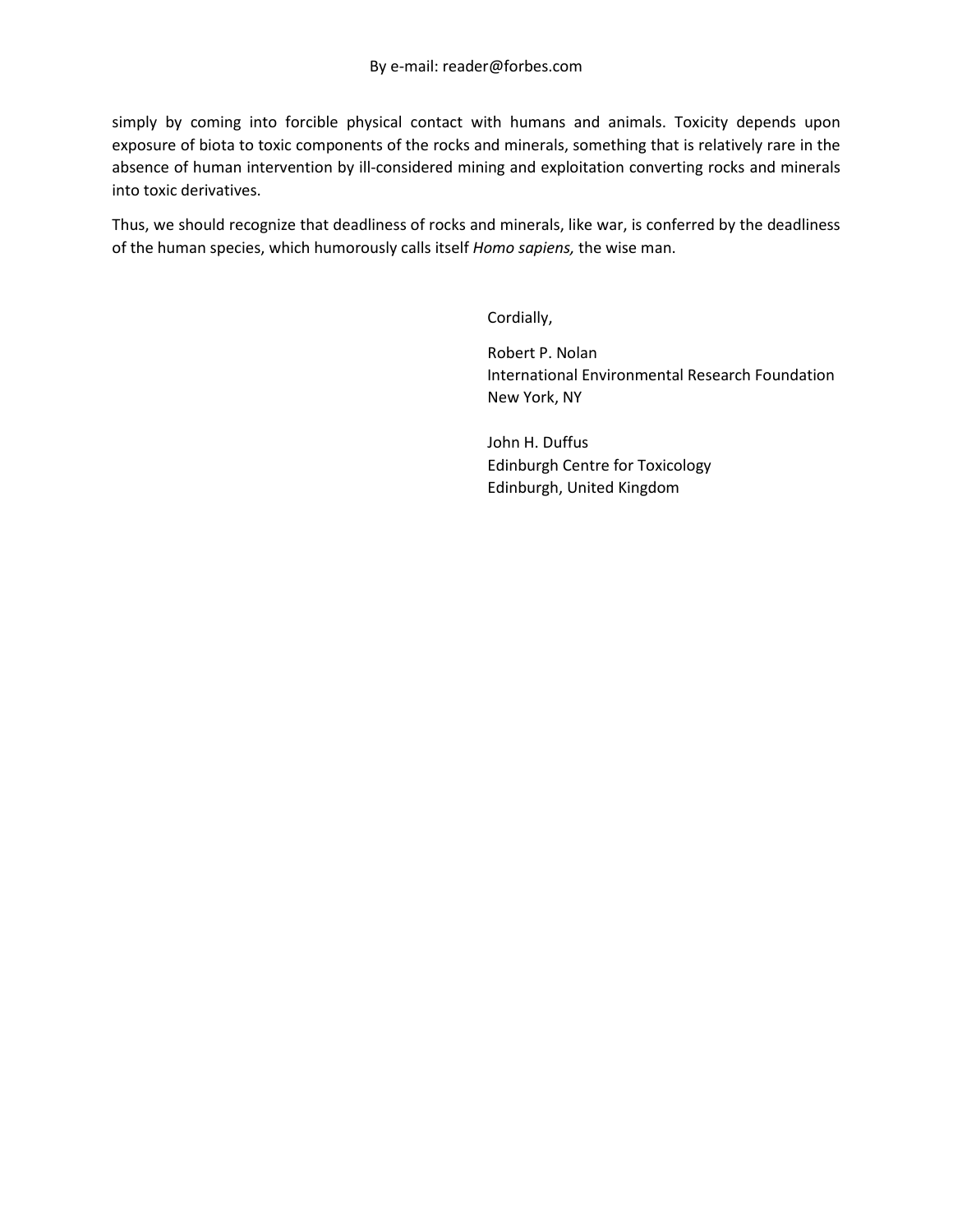simply by coming into forcible physical contact with humans and animals. Toxicity depends upon exposure of biota to toxic components of the rocks and minerals, something that is relatively rare in the absence of human intervention by ill-considered mining and exploitation converting rocks and minerals into toxic derivatives.

Thus, we should recognize that deadliness of rocks and minerals, like war, is conferred by the deadliness of the human species, which humorously calls itself *Homo sapiens,* the wise man.

Cordially,

Robert P. Nolan
International Environmental Research Foundation
New York, NY

John H. Duffus
Edinburgh Centre for Toxicology
Edinburgh, United Kingdom